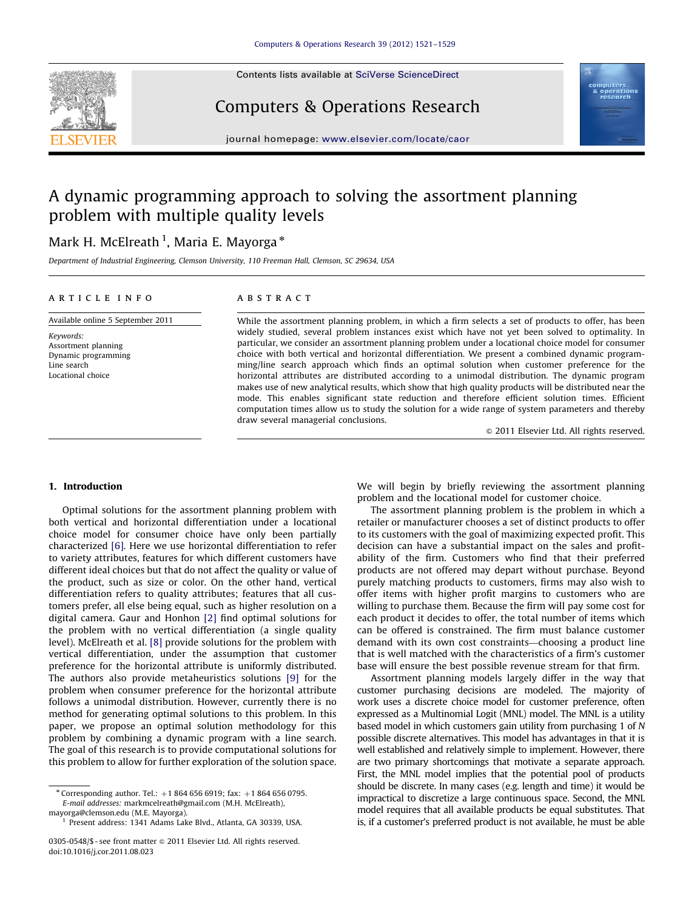# A dynamic programming approach to solving the assortment planning problem with multiple quality levels

Mark H. McElreath [1], Maria E. Mayorga *

*Department of Industrial Engineering, Clemson University, 110 Freeman Hall, Clemson, SC 29634, USA*

## ARTICLE INFO

Available online 5 September 2011

*Keywords:*
Assortment planning
Dynamic programming
Line search
Locational choice

## ABSTRACT

While the assortment planning problem, in which a firm selects a set of products to offer, has been widely studied, several problem instances exist which have not yet been solved to optimality. In particular, we consider an assortment planning problem under a locational choice model for consumer choice with both vertical and horizontal differentiation. We present a combined dynamic programming/line search approach which finds an optimal solution when customer preference for the horizontal attributes are distributed according to a unimodal distribution. The dynamic program makes use of new analytical results, which show that high quality products will be distributed near the mode. This enables significant state reduction and therefore efficient solution times. Efficient computation times allow us to study the solution for a wide range of system parameters and thereby draw several managerial conclusions.

© 2011 Elsevier Ltd. All rights reserved.

## 1. Introduction

Optimal solutions for the assortment planning problem with both vertical and horizontal differentiation under a locational choice model for consumer choice have only been partially characterized [6]. Here we use horizontal differentiation to refer to variety attributes, features for which different customers have different ideal choices but that do not affect the quality or value of the product, such as size or color. On the other hand, vertical differentiation refers to quality attributes; features that all customers prefer, all else being equal, such as higher resolution on a digital camera. Gaur and Honhon [2] find optimal solutions for the problem with no vertical differentiation (a single quality level). McElreath et al. [8] provide solutions for the problem with vertical differentiation, under the assumption that customer preference for the horizontal attribute is uniformly distributed. The authors also provide metaheuristics solutions [9] for the problem when consumer preference for the horizontal attribute follows a unimodal distribution. However, currently there is no method for generating optimal solutions to this problem. In this paper, we propose an optimal solution methodology for this problem by combining a dynamic program with a line search. The goal of this research is to provide computational solutions for this problem to allow for further exploration of the solution space.

We will begin by briefly reviewing the assortment planning problem and the locational model for customer choice.

The assortment planning problem is the problem in which a retailer or manufacturer chooses a set of distinct products to offer to its customers with the goal of maximizing expected profit. This decision can have a substantial impact on the sales and profitability of the firm. Customers who find that their preferred products are not offered may depart without purchase. Beyond purely matching products to customers, firms may also wish to offer items with higher profit margins to customers who are willing to purchase them. Because the firm will pay some cost for each product it decides to offer, the total number of items which can be offered is constrained. The firm must balance customer demand with its own cost constraints—choosing a product line that is well matched with the characteristics of a firm's customer base will ensure the best possible revenue stream for that firm.

Assortment planning models largely differ in the way that customer purchasing decisions are modeled. The majority of work uses a discrete choice model for customer preference, often expressed as a Multinomial Logit (MNL) model. The MNL is a utility based model in which customers gain utility from purchasing 1 of $N$ possible discrete alternatives. This model has advantages in that it is well established and relatively simple to implement. However, there are two primary shortcomings that motivate a separate approach. First, the MNL model implies that the potential pool of products should be discrete. In many cases (e.g. length and time) it would be impractical to discretize a large continuous space. Second, the MNL model requires that all available products be equal substitutes. That is, if a customer's preferred product is not available, he must be able

---

* Corresponding author. Tel.: +1 864 656 6919; fax: +1 864 656 0795.
*E-mail addresses:* markmcelreath@gmail.com (M.H. McElreath), mayorga@clemson.edu (M.E. Mayorga).

[1] Present address: 1341 Adams Lake Blvd., Atlanta, GA 30339, USA.

0305-0548/$ - see front matter © 2011 Elsevier Ltd. All rights reserved.
doi:10.1016/j.cor.2011.08.023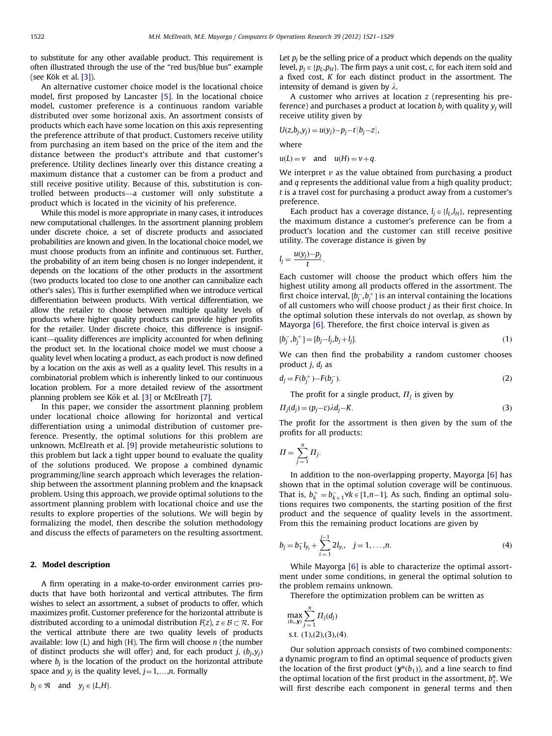to substitute for any other available product. This requirement is often illustrated through the use of the "red bus/blue bus" example (see Kök et al. [3]).

An alternative customer choice model is the locational choice model, first proposed by Lancaster [5]. In the locational choice model, customer preference is a continuous random variable distributed over some horizonal axis. An assortment consists of products which each have some location on this axis representing the preference attribute of that product. Customers receive utility from purchasing an item based on the price of the item and the distance between the product's attribute and that customer's preference. Utility declines linearly over this distance creating a maximum distance that a customer can be from a product and still receive positive utility. Because of this, substitution is controlled between products—a customer will only substitute a product which is located in the vicinity of his preference.

While this model is more appropriate in many cases, it introduces new computational challenges. In the assortment planning problem under discrete choice, a set of discrete products and associated probabilities are known and given. In the locational choice model, we must choose products from an infinite and continuous set. Further, the probability of an item being chosen is no longer independent, it depends on the locations of the other products in the assortment (two products located too close to one another can cannibalize each other's sales). This is further exemplified when we introduce vertical differentiation between products. With vertical differentiation, we allow the retailer to choose between multiple quality levels of products where higher quality products can provide higher profits for the retailer. Under discrete choice, this difference is insignificant—quality differences are implicity accounted for when defining the product set. In the locational choice model we must choose a quality level when locating a product, as each product is now defined by a location on the axis as well as a quality level. This results in a combinatorial problem which is inherently linked to our continuous location problem. For a more detailed review of the assortment planning problem see Kök et al. [3] or McElreath [7].

In this paper, we consider the assortment planning problem under locational choice allowing for horizontal and vertical differentiation using a unimodal distribution of customer preference. Presently, the optimal solutions for this problem are unknown. McElreath et al. [9] provide metaheuristic solutions to this problem but lack a tight upper bound to evaluate the quality of the solutions produced. We propose a combined dynamic programming/line search approach which leverages the relationship between the assortment planning problem and the knapsack problem. Using this approach, we provide optimal solutions to the assortment planning problem with locational choice and use the results to explore properties of the solutions. We will begin by formalizing the model, then describe the solution methodology and discuss the effects of parameters on the resulting assortment.

## 2. Model description

A firm operating in a make-to-order environment carries products that have both horizontal and vertical attributes. The firm wishes to select an assortment, a subset of products to offer, which maximizes profit. Customer preference for the horizontal attribute is distributed according to a unimodal distribution $F(z)$, $z \in \mathcal{B} \subset \mathcal{R}$. For the vertical attribute there are two quality levels of products available: low (L) and high (H). The firm will choose $n$ (the number of distinct products she will offer) and, for each product $j$, $(b_j, y_j)$ where $b_j$ is the location of the product on the horizontal attribute space and $y_j$ is the quality level, $j=1,\ldots,n$. Formally

$$b_j \in \Re \quad \text{and} \quad y_j \in \{L,H\}.$$

Let $p_j$ be the selling price of a product which depends on the quality level, $p_j \in \{p_L, p_H\}$. The firm pays a unit cost, $c$, for each item sold and a fixed cost, $K$ for each distinct product in the assortment. The intensity of demand is given by $\lambda$.

A customer who arrives at location $z$ (representing his preference) and purchases a product at location $b_j$ with quality $y_j$ will receive utility given by

$$U(z,b_j,y_j) = u(y_j) - p_j - t|b_j - z|,$$

where

$$u(L) = v \quad \text{and} \quad u(H) = v + q.$$

We interpret $v$ as the value obtained from purchasing a product and $q$ represents the additional value from a high quality product; $t$ is a travel cost for purchasing a product away from a customer's preference.

Each product has a coverage distance, $l_j \in \{l_L, l_H\}$, representing the maximum distance a customer's preference can be from a product's location and the customer can still receive positive utility. The coverage distance is given by

$$l_j = \frac{u(y_j) - p_j}{t}.$$

Each customer will choose the product which offers him the highest utility among all products offered in the assortment. The first choice interval, $[b_j^-, b_j^+]$ is an interval containing the locations of all customers who will choose product $j$ as their first choice. In the optimal solution these intervals do not overlap, as shown by Mayorga [6]. Therefore, the first choice interval is given as

$$[b_j^-, b_j^+] = [b_j - l_j, b_j + l_j]. \tag{1}$$

We can then find the probability a random customer chooses product $j$, $d_j$ as

$$d_j = F(b_j^+) - F(b_j^-). \tag{2}$$

The profit for a single product, $\Pi_j$ is given by

$$\Pi_j(d_j) = (p_j - c)\lambda d_j - K. \tag{3}$$

The profit for the assortment is then given by the sum of the profits for all products:

$$\Pi = \sum_{j=1}^{n} \Pi_j.$$

In addition to the non-overlapping property, Mayorga [6] has shown that in the optimal solution coverage will be continuous. That is, $b_k^+ = b_{k+1}^- \forall k \in [1, n-1]$. As such, finding an optimal solutions requires two components, the starting position of the first product and the sequence of quality levels in the assortment. From this the remaining product locations are given by

$$b_j = b_1^- l_{y_j} + \sum_{i=1}^{j-1} 2l_{y_i}, \quad j = 1,\ldots,n. \tag{4}$$

While Mayorga [6] is able to characterize the optimal assortment under some conditions, in general the optimal solution to the problem remains unknown.

Therefore the optimization problem can be written as

$$\max_{(b_1,\mathbf{y})} \sum_{j=1}^{n} \Pi_j(d_j)$$
$$\text{s.t. } (1),(2),(3),(4).$$

Our solution approach consists of two combined components: a dynamic program to find an optimal sequence of products given the location of the first product ($\mathbf{y}^*(b_1)$), and a line search to find the optimal location of the first product in the assortment, $b_1^*$. We will first describe each component in general terms and then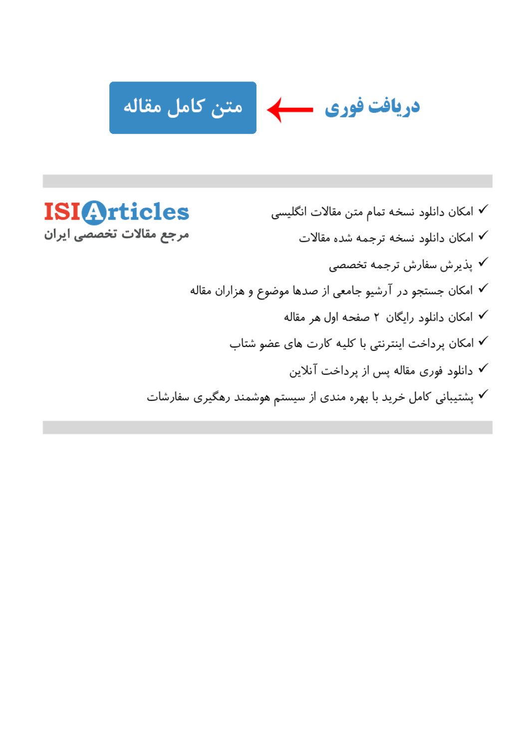دریافت فوری ← متن کامل مقاله

ISIArticles
مرجع مقالات تخصصی ایران

- ✓ امکان دانلود نسخه تمام متن مقالات انگلیسی
- ✓ امکان دانلود نسخه ترجمه شده مقالات
- ✓ پذیرش سفارش ترجمه تخصصی
- ✓ امکان جستجو در آرشیو جامعی از صدها موضوع و هزاران مقاله
- ✓ امکان دانلود رایگان ۲ صفحه اول هر مقاله
- ✓ امکان پرداخت اینترنتی با کلیه کارت های عضو شتاب
- ✓ دانلود فوری مقاله پس از پرداخت آنلاین
- ✓ پشتیبانی کامل خرید با بهره مندی از سیستم هوشمند رهگیری سفارشات